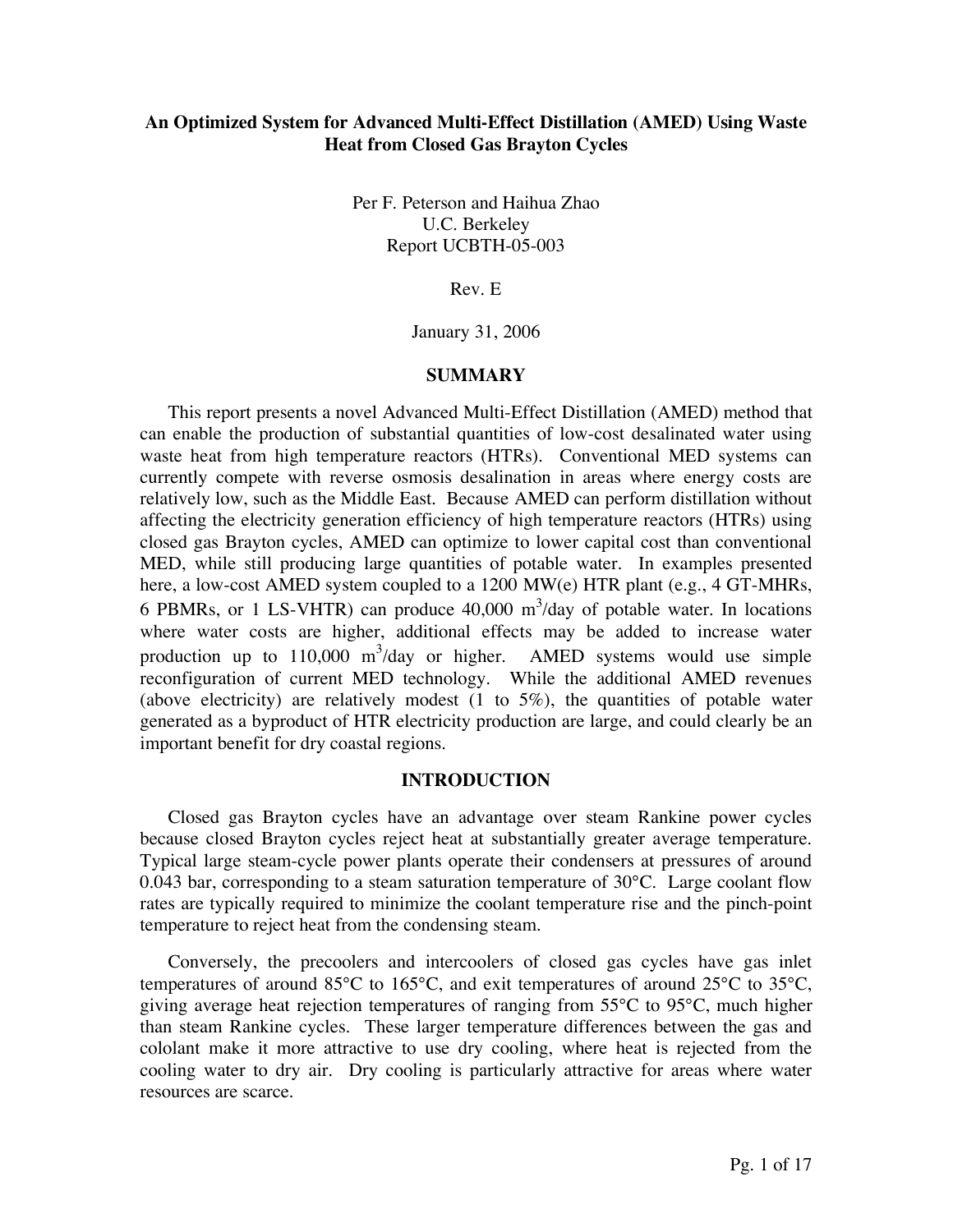# An Optimized System for Advanced Multi-Effect Distillation (AMED) Using Waste Heat from Closed Gas Brayton Cycles

Per F. Peterson and Haihua Zhao
U.C. Berkeley
Report UCBTH-05-003

Rev. E

January 31, 2006

## SUMMARY

This report presents a novel Advanced Multi-Effect Distillation (AMED) method that can enable the production of substantial quantities of low-cost desalinated water using waste heat from high temperature reactors (HTRs). Conventional MED systems can currently compete with reverse osmosis desalination in areas where energy costs are relatively low, such as the Middle East. Because AMED can perform distillation without affecting the electricity generation efficiency of high temperature reactors (HTRs) using closed gas Brayton cycles, AMED can optimize to lower capital cost than conventional MED, while still producing large quantities of potable water. In examples presented here, a low-cost AMED system coupled to a 1200 MW(e) HTR plant (e.g., 4 GT-MHRs, 6 PBMRs, or 1 LS-VHTR) can produce 40,000 $m^3$/day of potable water. In locations where water costs are higher, additional effects may be added to increase water production up to 110,000 $m^3$/day or higher. AMED systems would use simple reconfiguration of current MED technology. While the additional AMED revenues (above electricity) are relatively modest (1 to 5%), the quantities of potable water generated as a byproduct of HTR electricity production are large, and could clearly be an important benefit for dry coastal regions.

## INTRODUCTION

Closed gas Brayton cycles have an advantage over steam Rankine power cycles because closed Brayton cycles reject heat at substantially greater average temperature. Typical large steam-cycle power plants operate their condensers at pressures of around 0.043 bar, corresponding to a steam saturation temperature of 30°C. Large coolant flow rates are typically required to minimize the coolant temperature rise and the pinch-point temperature to reject heat from the condensing steam.

Conversely, the precoolers and intercoolers of closed gas cycles have gas inlet temperatures of around 85°C to 165°C, and exit temperatures of around 25°C to 35°C, giving average heat rejection temperatures of ranging from 55°C to 95°C, much higher than steam Rankine cycles. These larger temperature differences between the gas and cololant make it more attractive to use dry cooling, where heat is rejected from the cooling water to dry air. Dry cooling is particularly attractive for areas where water resources are scarce.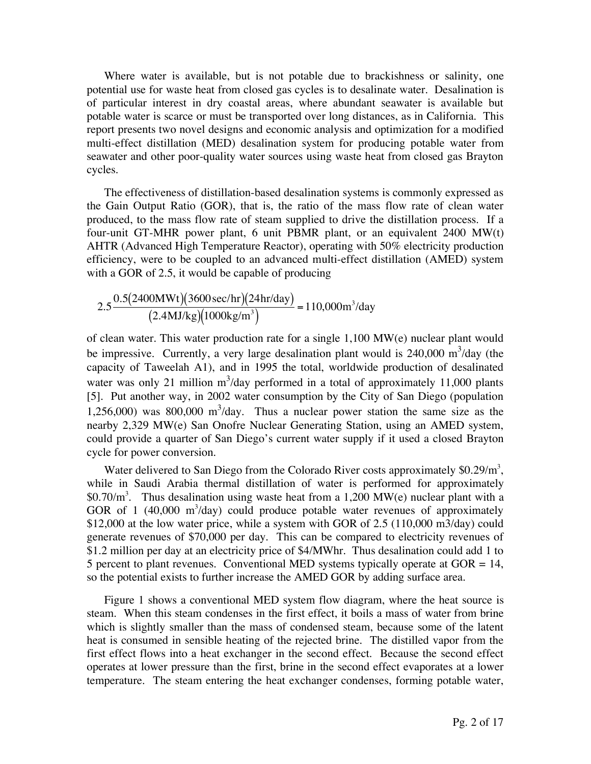Where water is available, but is not potable due to brackishness or salinity, one potential use for waste heat from closed gas cycles is to desalinate water. Desalination is of particular interest in dry coastal areas, where abundant seawater is available but potable water is scarce or must be transported over long distances, as in California. This report presents two novel designs and economic analysis and optimization for a modified multi-effect distillation (MED) desalination system for producing potable water from seawater and other poor-quality water sources using waste heat from closed gas Brayton cycles.

The effectiveness of distillation-based desalination systems is commonly expressed as the Gain Output Ratio (GOR), that is, the ratio of the mass flow rate of clean water produced, to the mass flow rate of steam supplied to drive the distillation process. If a four-unit GT-MHR power plant, 6 unit PBMR plant, or an equivalent 2400 MW(t) AHTR (Advanced High Temperature Reactor), operating with 50% electricity production efficiency, were to be coupled to an advanced multi-effect distillation (AMED) system with a GOR of 2.5, it would be capable of producing

$$2.5\frac{0.5(2400\text{MWt})(3600\,\text{sec/hr})(24\,\text{hr/day})}{(2.4\text{MJ/kg})(1000\text{kg/m}^3)} = 110{,}000\text{m}^3\text{/day}$$

of clean water. This water production rate for a single 1,100 MW(e) nuclear plant would be impressive. Currently, a very large desalination plant would is 240,000 $m^3$/day (the capacity of Taweelah A1), and in 1995 the total, worldwide production of desalinated water was only 21 million $m^3$/day performed in a total of approximately 11,000 plants [5]. Put another way, in 2002 water consumption by the City of San Diego (population 1,256,000) was 800,000 $m^3$/day. Thus a nuclear power station the same size as the nearby 2,329 MW(e) San Onofre Nuclear Generating Station, using an AMED system, could provide a quarter of San Diego's current water supply if it used a closed Brayton cycle for power conversion.

Water delivered to San Diego from the Colorado River costs approximately \$0.29/$m^3$, while in Saudi Arabia thermal distillation of water is performed for approximately \$0.70/$m^3$. Thus desalination using waste heat from a 1,200 MW(e) nuclear plant with a GOR of 1 (40,000 $m^3$/day) could produce potable water revenues of approximately \$12,000 at the low water price, while a system with GOR of 2.5 (110,000 m3/day) could generate revenues of \$70,000 per day. This can be compared to electricity revenues of \$1.2 million per day at an electricity price of \$4/MWhr. Thus desalination could add 1 to 5 percent to plant revenues. Conventional MED systems typically operate at GOR = 14, so the potential exists to further increase the AMED GOR by adding surface area.

Figure 1 shows a conventional MED system flow diagram, where the heat source is steam. When this steam condenses in the first effect, it boils a mass of water from brine which is slightly smaller than the mass of condensed steam, because some of the latent heat is consumed in sensible heating of the rejected brine. The distilled vapor from the first effect flows into a heat exchanger in the second effect. Because the second effect operates at lower pressure than the first, brine in the second effect evaporates at a lower temperature. The steam entering the heat exchanger condenses, forming potable water,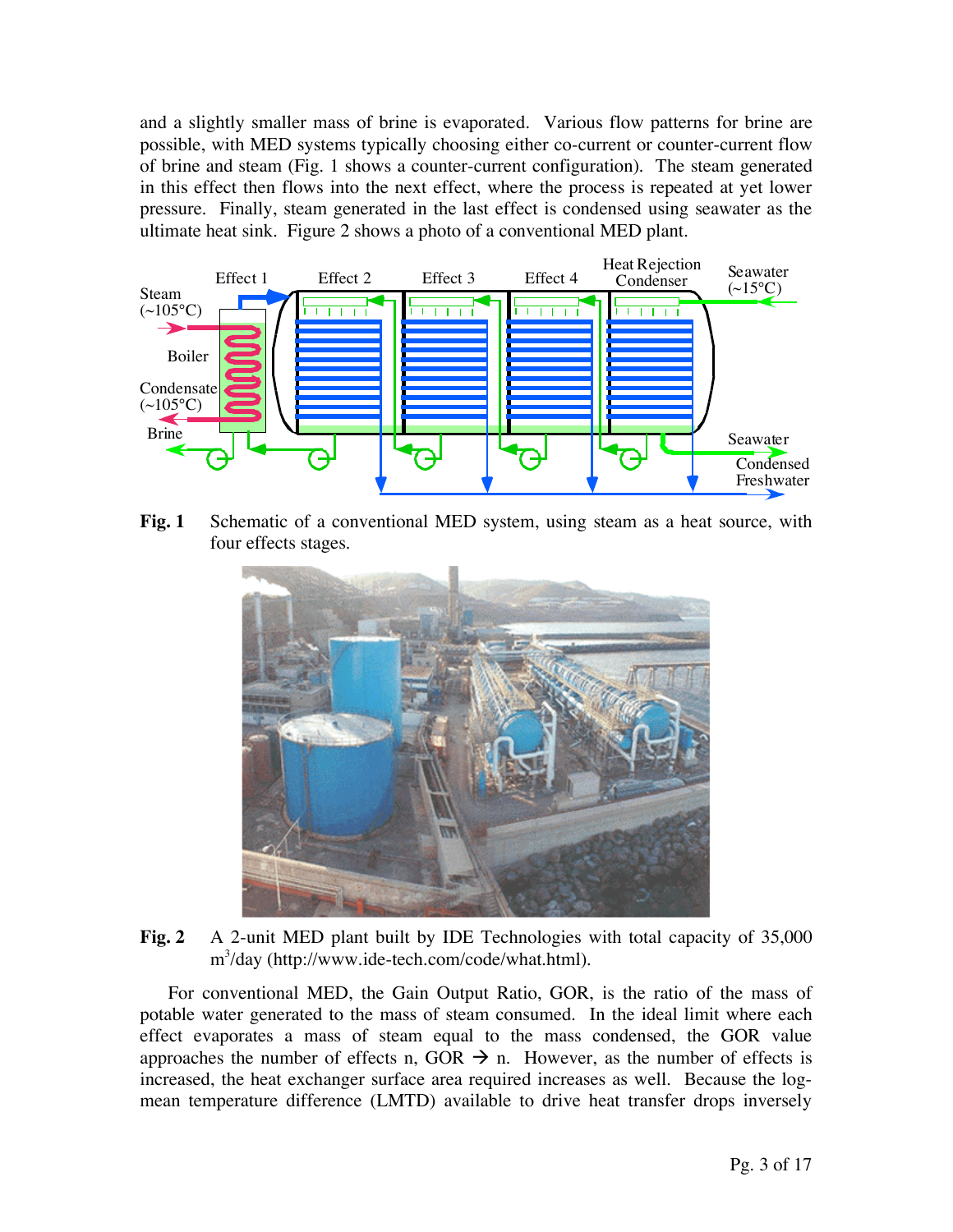and a slightly smaller mass of brine is evaporated. Various flow patterns for brine are possible, with MED systems typically choosing either co-current or counter-current flow of brine and steam (Fig. 1 shows a counter-current configuration). The steam generated in this effect then flows into the next effect, where the process is repeated at yet lower pressure. Finally, steam generated in the last effect is condensed using seawater as the ultimate heat sink. Figure 2 shows a photo of a conventional MED plant.

**Fig. 1** Schematic of a conventional MED system, using steam as a heat source, with four effects stages.

**Fig. 2** A 2-unit MED plant built by IDE Technologies with total capacity of 35,000 $m^3$/day (http://www.ide-tech.com/code/what.html).

For conventional MED, the Gain Output Ratio, GOR, is the ratio of the mass of potable water generated to the mass of steam consumed. In the ideal limit where each effect evaporates a mass of steam equal to the mass condensed, the GOR value approaches the number of effects n, GOR $\rightarrow$ n. However, as the number of effects is increased, the heat exchanger surface area required increases as well. Because the log-mean temperature difference (LMTD) available to drive heat transfer drops inversely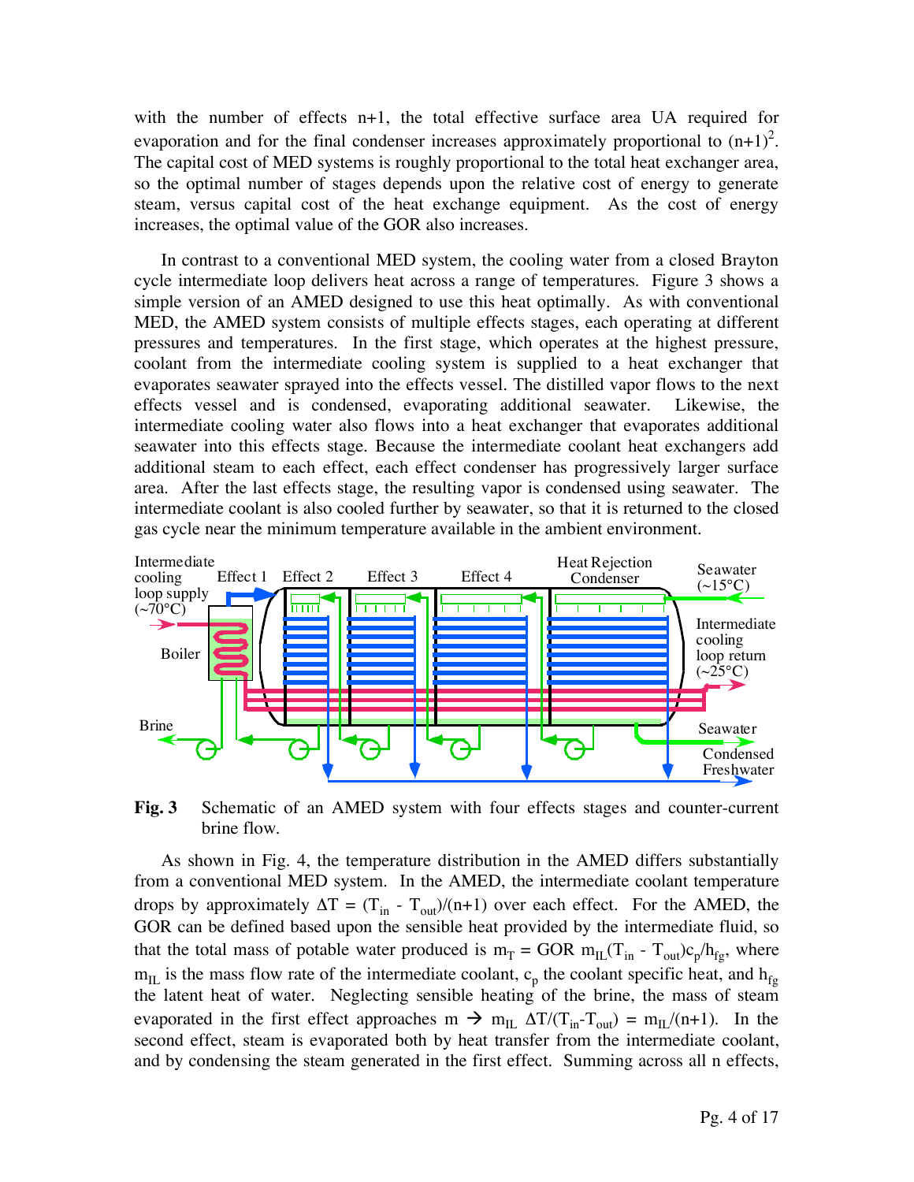with the number of effects n+1, the total effective surface area UA required for evaporation and for the final condenser increases approximately proportional to $(n+1)^2$. The capital cost of MED systems is roughly proportional to the total heat exchanger area, so the optimal number of stages depends upon the relative cost of energy to generate steam, versus capital cost of the heat exchange equipment. As the cost of energy increases, the optimal value of the GOR also increases.

In contrast to a conventional MED system, the cooling water from a closed Brayton cycle intermediate loop delivers heat across a range of temperatures. Figure 3 shows a simple version of an AMED designed to use this heat optimally. As with conventional MED, the AMED system consists of multiple effects stages, each operating at different pressures and temperatures. In the first stage, which operates at the highest pressure, coolant from the intermediate cooling system is supplied to a heat exchanger that evaporates seawater sprayed into the effects vessel. The distilled vapor flows to the next effects vessel and is condensed, evaporating additional seawater. Likewise, the intermediate cooling water also flows into a heat exchanger that evaporates additional seawater into this effects stage. Because the intermediate coolant heat exchangers add additional steam to each effect, each effect condenser has progressively larger surface area. After the last effects stage, the resulting vapor is condensed using seawater. The intermediate coolant is also cooled further by seawater, so that it is returned to the closed gas cycle near the minimum temperature available in the ambient environment.

**Fig. 3** Schematic of an AMED system with four effects stages and counter-current brine flow.

As shown in Fig. 4, the temperature distribution in the AMED differs substantially from a conventional MED system. In the AMED, the intermediate coolant temperature drops by approximately $\Delta T = (T_{in} - T_{out})/(n+1)$ over each effect. For the AMED, the GOR can be defined based upon the sensible heat provided by the intermediate fluid, so that the total mass of potable water produced is $m_T = \text{GOR}\ m_{IL}(T_{in} - T_{out})c_p/h_{fg}$, where $m_{IL}$ is the mass flow rate of the intermediate coolant, $c_p$ the coolant specific heat, and $h_{fg}$ the latent heat of water. Neglecting sensible heating of the brine, the mass of steam evaporated in the first effect approaches $m \rightarrow m_{IL}\ \Delta T/(T_{in}-T_{out}) = m_{IL}/(n+1)$. In the second effect, steam is evaporated both by heat transfer from the intermediate coolant, and by condensing the steam generated in the first effect. Summing across all n effects,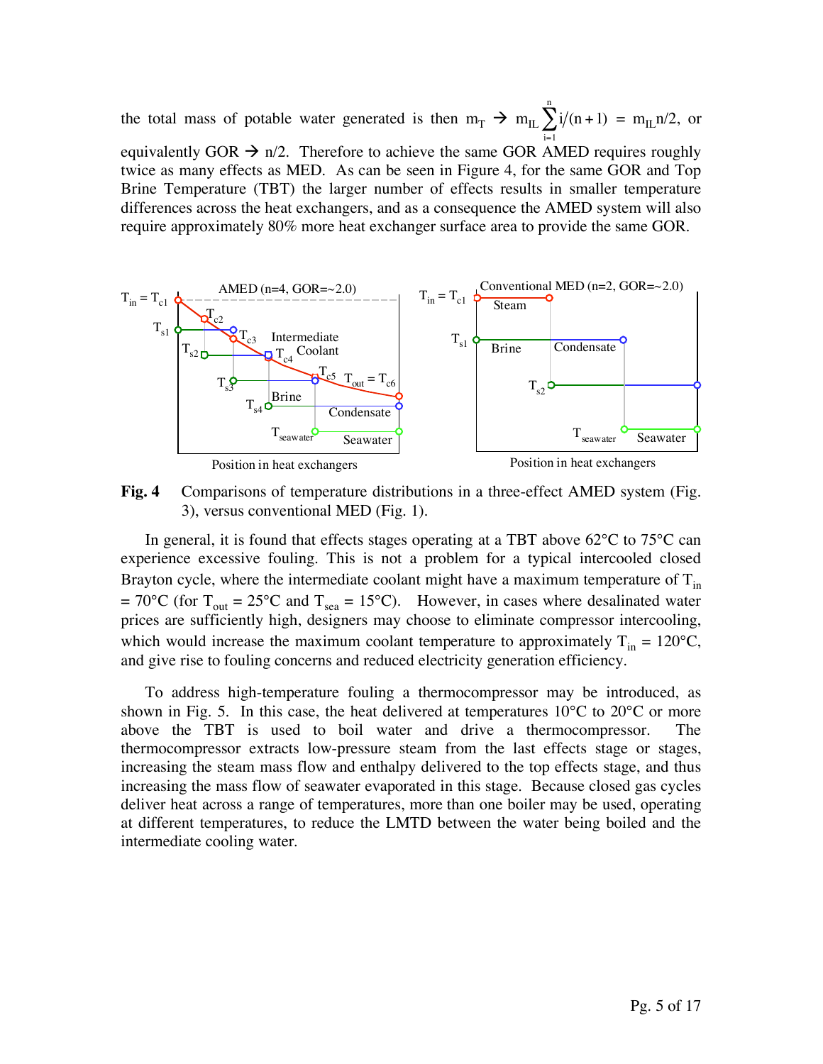the total mass of potable water generated is then $m_T \rightarrow m_{IL} \sum_{i=1}^{n} i/(n+1) = m_{IL} n/2$, or equivalently GOR $\rightarrow$ n/2. Therefore to achieve the same GOR AMED requires roughly twice as many effects as MED. As can be seen in Figure 4, for the same GOR and Top Brine Temperature (TBT) the larger number of effects results in smaller temperature differences across the heat exchangers, and as a consequence the AMED system will also require approximately 80% more heat exchanger surface area to provide the same GOR.

**Fig. 4** Comparisons of temperature distributions in a three-effect AMED system (Fig. 3), versus conventional MED (Fig. 1).

In general, it is found that effects stages operating at a TBT above 62°C to 75°C can experience excessive fouling. This is not a problem for a typical intercooled closed Brayton cycle, where the intermediate coolant might have a maximum temperature of $T_{in}$ = 70°C (for $T_{out}$ = 25°C and $T_{sea}$ = 15°C). However, in cases where desalinated water prices are sufficiently high, designers may choose to eliminate compressor intercooling, which would increase the maximum coolant temperature to approximately $T_{in}$ = 120°C, and give rise to fouling concerns and reduced electricity generation efficiency.

To address high-temperature fouling a thermocompressor may be introduced, as shown in Fig. 5. In this case, the heat delivered at temperatures 10°C to 20°C or more above the TBT is used to boil water and drive a thermocompressor. The thermocompressor extracts low-pressure steam from the last effects stage or stages, increasing the steam mass flow and enthalpy delivered to the top effects stage, and thus increasing the mass flow of seawater evaporated in this stage. Because closed gas cycles deliver heat across a range of temperatures, more than one boiler may be used, operating at different temperatures, to reduce the LMTD between the water being boiled and the intermediate cooling water.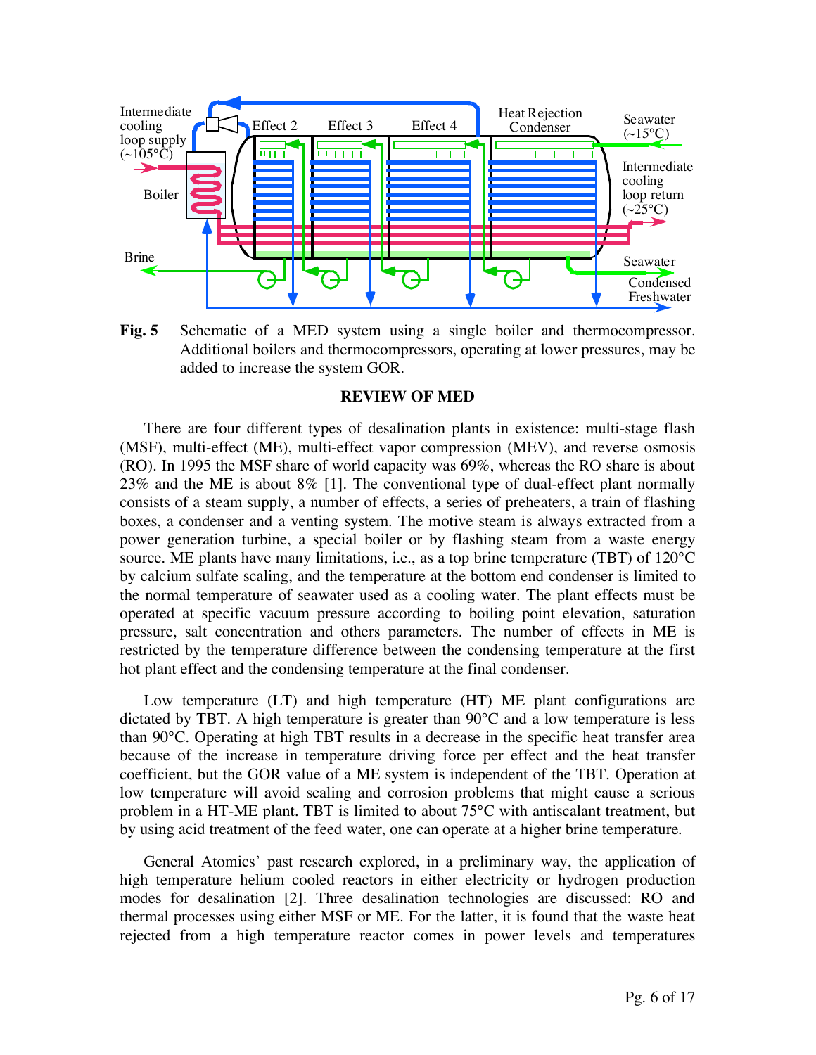**Fig. 5** Schematic of a MED system using a single boiler and thermocompressor. Additional boilers and thermocompressors, operating at lower pressures, may be added to increase the system GOR.

## REVIEW OF MED

There are four different types of desalination plants in existence: multi-stage flash (MSF), multi-effect (ME), multi-effect vapor compression (MEV), and reverse osmosis (RO). In 1995 the MSF share of world capacity was 69%, whereas the RO share is about 23% and the ME is about 8% [1]. The conventional type of dual-effect plant normally consists of a steam supply, a number of effects, a series of preheaters, a train of flashing boxes, a condenser and a venting system. The motive steam is always extracted from a power generation turbine, a special boiler or by flashing steam from a waste energy source. ME plants have many limitations, i.e., as a top brine temperature (TBT) of 120°C by calcium sulfate scaling, and the temperature at the bottom end condenser is limited to the normal temperature of seawater used as a cooling water. The plant effects must be operated at specific vacuum pressure according to boiling point elevation, saturation pressure, salt concentration and others parameters. The number of effects in ME is restricted by the temperature difference between the condensing temperature at the first hot plant effect and the condensing temperature at the final condenser.

Low temperature (LT) and high temperature (HT) ME plant configurations are dictated by TBT. A high temperature is greater than 90°C and a low temperature is less than 90°C. Operating at high TBT results in a decrease in the specific heat transfer area because of the increase in temperature driving force per effect and the heat transfer coefficient, but the GOR value of a ME system is independent of the TBT. Operation at low temperature will avoid scaling and corrosion problems that might cause a serious problem in a HT-ME plant. TBT is limited to about 75°C with antiscalant treatment, but by using acid treatment of the feed water, one can operate at a higher brine temperature.

General Atomics' past research explored, in a preliminary way, the application of high temperature helium cooled reactors in either electricity or hydrogen production modes for desalination [2]. Three desalination technologies are discussed: RO and thermal processes using either MSF or ME. For the latter, it is found that the waste heat rejected from a high temperature reactor comes in power levels and temperatures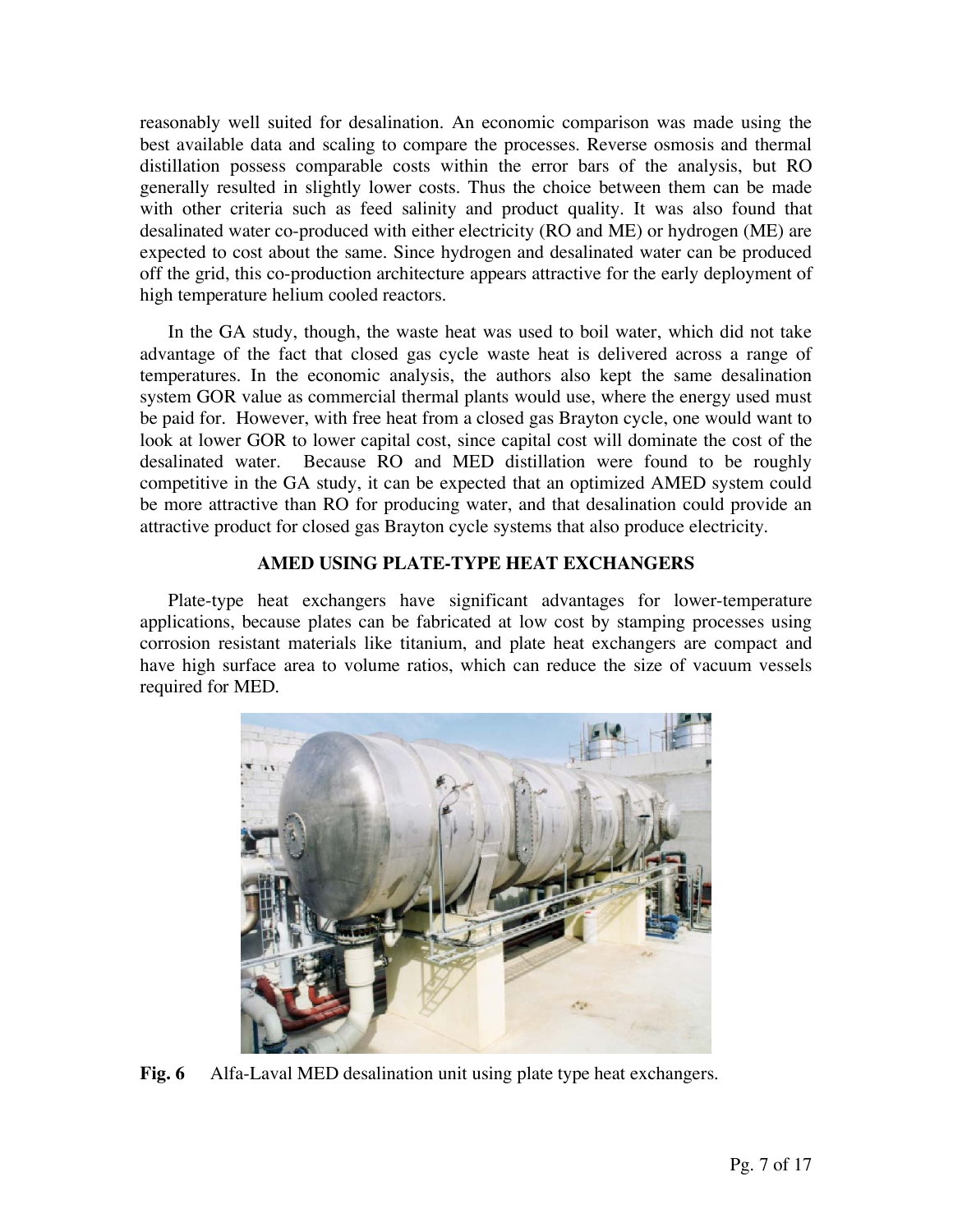reasonably well suited for desalination. An economic comparison was made using the best available data and scaling to compare the processes. Reverse osmosis and thermal distillation possess comparable costs within the error bars of the analysis, but RO generally resulted in slightly lower costs. Thus the choice between them can be made with other criteria such as feed salinity and product quality. It was also found that desalinated water co-produced with either electricity (RO and ME) or hydrogen (ME) are expected to cost about the same. Since hydrogen and desalinated water can be produced off the grid, this co-production architecture appears attractive for the early deployment of high temperature helium cooled reactors.

In the GA study, though, the waste heat was used to boil water, which did not take advantage of the fact that closed gas cycle waste heat is delivered across a range of temperatures. In the economic analysis, the authors also kept the same desalination system GOR value as commercial thermal plants would use, where the energy used must be paid for. However, with free heat from a closed gas Brayton cycle, one would want to look at lower GOR to lower capital cost, since capital cost will dominate the cost of the desalinated water. Because RO and MED distillation were found to be roughly competitive in the GA study, it can be expected that an optimized AMED system could be more attractive than RO for producing water, and that desalination could provide an attractive product for closed gas Brayton cycle systems that also produce electricity.

## AMED USING PLATE-TYPE HEAT EXCHANGERS

Plate-type heat exchangers have significant advantages for lower-temperature applications, because plates can be fabricated at low cost by stamping processes using corrosion resistant materials like titanium, and plate heat exchangers are compact and have high surface area to volume ratios, which can reduce the size of vacuum vessels required for MED.

**Fig. 6** Alfa-Laval MED desalination unit using plate type heat exchangers.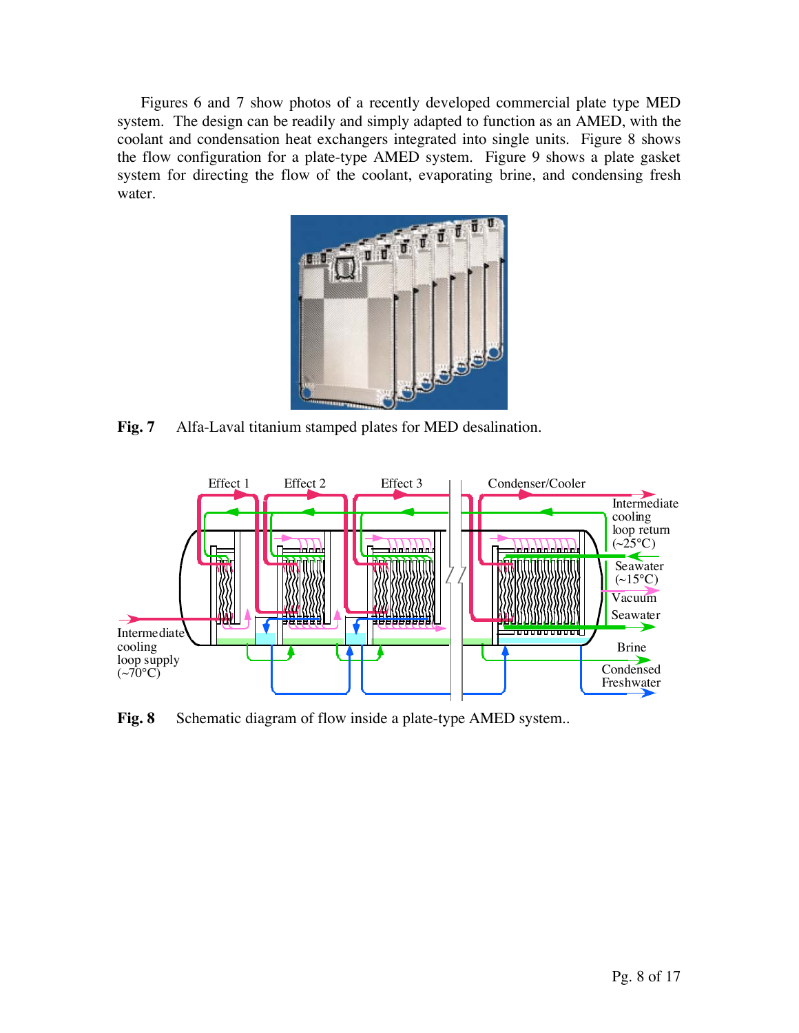Figures 6 and 7 show photos of a recently developed commercial plate type MED system. The design can be readily and simply adapted to function as an AMED, with the coolant and condensation heat exchangers integrated into single units. Figure 8 shows the flow configuration for a plate-type AMED system. Figure 9 shows a plate gasket system for directing the flow of the coolant, evaporating brine, and condensing fresh water.

**Fig. 7** Alfa-Laval titanium stamped plates for MED desalination.

**Fig. 8** Schematic diagram of flow inside a plate-type AMED system..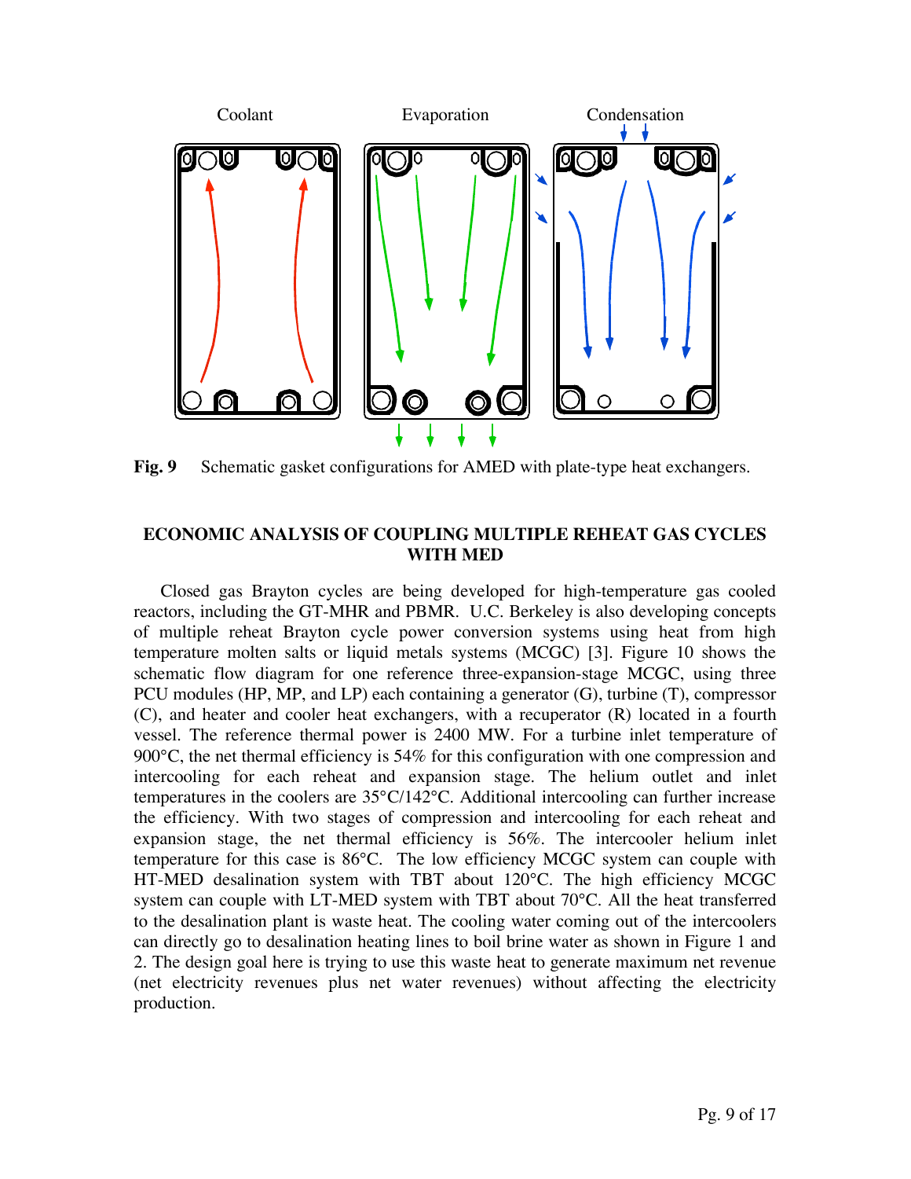Coolant Evaporation Condensation

**Fig. 9** Schematic gasket configurations for AMED with plate-type heat exchangers.

## ECONOMIC ANALYSIS OF COUPLING MULTIPLE REHEAT GAS CYCLES WITH MED

Closed gas Brayton cycles are being developed for high-temperature gas cooled reactors, including the GT-MHR and PBMR. U.C. Berkeley is also developing concepts of multiple reheat Brayton cycle power conversion systems using heat from high temperature molten salts or liquid metals systems (MCGC) [3]. Figure 10 shows the schematic flow diagram for one reference three-expansion-stage MCGC, using three PCU modules (HP, MP, and LP) each containing a generator (G), turbine (T), compressor (C), and heater and cooler heat exchangers, with a recuperator (R) located in a fourth vessel. The reference thermal power is 2400 MW. For a turbine inlet temperature of 900°C, the net thermal efficiency is 54% for this configuration with one compression and intercooling for each reheat and expansion stage. The helium outlet and inlet temperatures in the coolers are 35°C/142°C. Additional intercooling can further increase the efficiency. With two stages of compression and intercooling for each reheat and expansion stage, the net thermal efficiency is 56%. The intercooler helium inlet temperature for this case is 86°C. The low efficiency MCGC system can couple with HT-MED desalination system with TBT about 120°C. The high efficiency MCGC system can couple with LT-MED system with TBT about 70°C. All the heat transferred to the desalination plant is waste heat. The cooling water coming out of the intercoolers can directly go to desalination heating lines to boil brine water as shown in Figure 1 and 2. The design goal here is trying to use this waste heat to generate maximum net revenue (net electricity revenues plus net water revenues) without affecting the electricity production.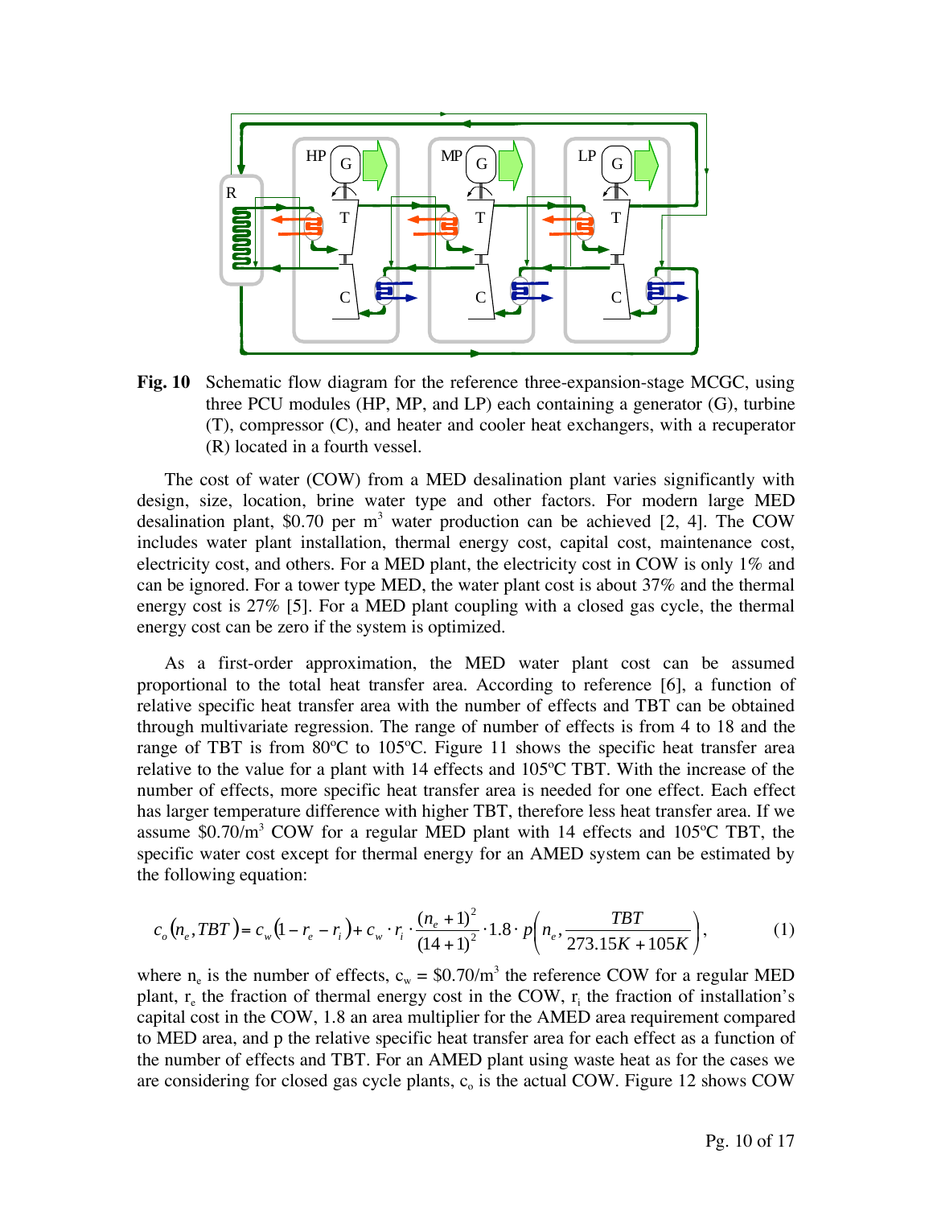**Fig. 10** Schematic flow diagram for the reference three-expansion-stage MCGC, using three PCU modules (HP, MP, and LP) each containing a generator (G), turbine (T), compressor (C), and heater and cooler heat exchangers, with a recuperator (R) located in a fourth vessel.

The cost of water (COW) from a MED desalination plant varies significantly with design, size, location, brine water type and other factors. For modern large MED desalination plant, \$0.70 per m$^3$ water production can be achieved [2, 4]. The COW includes water plant installation, thermal energy cost, capital cost, maintenance cost, electricity cost, and others. For a MED plant, the electricity cost in COW is only 1% and can be ignored. For a tower type MED, the water plant cost is about 37% and the thermal energy cost is 27% [5]. For a MED plant coupling with a closed gas cycle, the thermal energy cost can be zero if the system is optimized.

As a first-order approximation, the MED water plant cost can be assumed proportional to the total heat transfer area. According to reference [6], a function of relative specific heat transfer area with the number of effects and TBT can be obtained through multivariate regression. The range of number of effects is from 4 to 18 and the range of TBT is from 80ºC to 105ºC. Figure 11 shows the specific heat transfer area relative to the value for a plant with 14 effects and 105ºC TBT. With the increase of the number of effects, more specific heat transfer area is needed for one effect. Each effect has larger temperature difference with higher TBT, therefore less heat transfer area. If we assume \$0.70/m$^3$ COW for a regular MED plant with 14 effects and 105ºC TBT, the specific water cost except for thermal energy for an AMED system can be estimated by the following equation:

$$c_o(n_e, TBT) = c_w(1 - r_e - r_i) + c_w \cdot r_i \cdot \frac{(n_e+1)^2}{(14+1)^2} \cdot 1.8 \cdot p\left(n_e, \frac{TBT}{273.15K + 105K}\right), \tag{1}$$

where $n_e$ is the number of effects, $c_w$ = \$0.70/m$^3$ the reference COW for a regular MED plant, $r_e$ the fraction of thermal energy cost in the COW, $r_i$ the fraction of installation's capital cost in the COW, 1.8 an area multiplier for the AMED area requirement compared to MED area, and p the relative specific heat transfer area for each effect as a function of the number of effects and TBT. For an AMED plant using waste heat as for the cases we are considering for closed gas cycle plants, $c_o$ is the actual COW. Figure 12 shows COW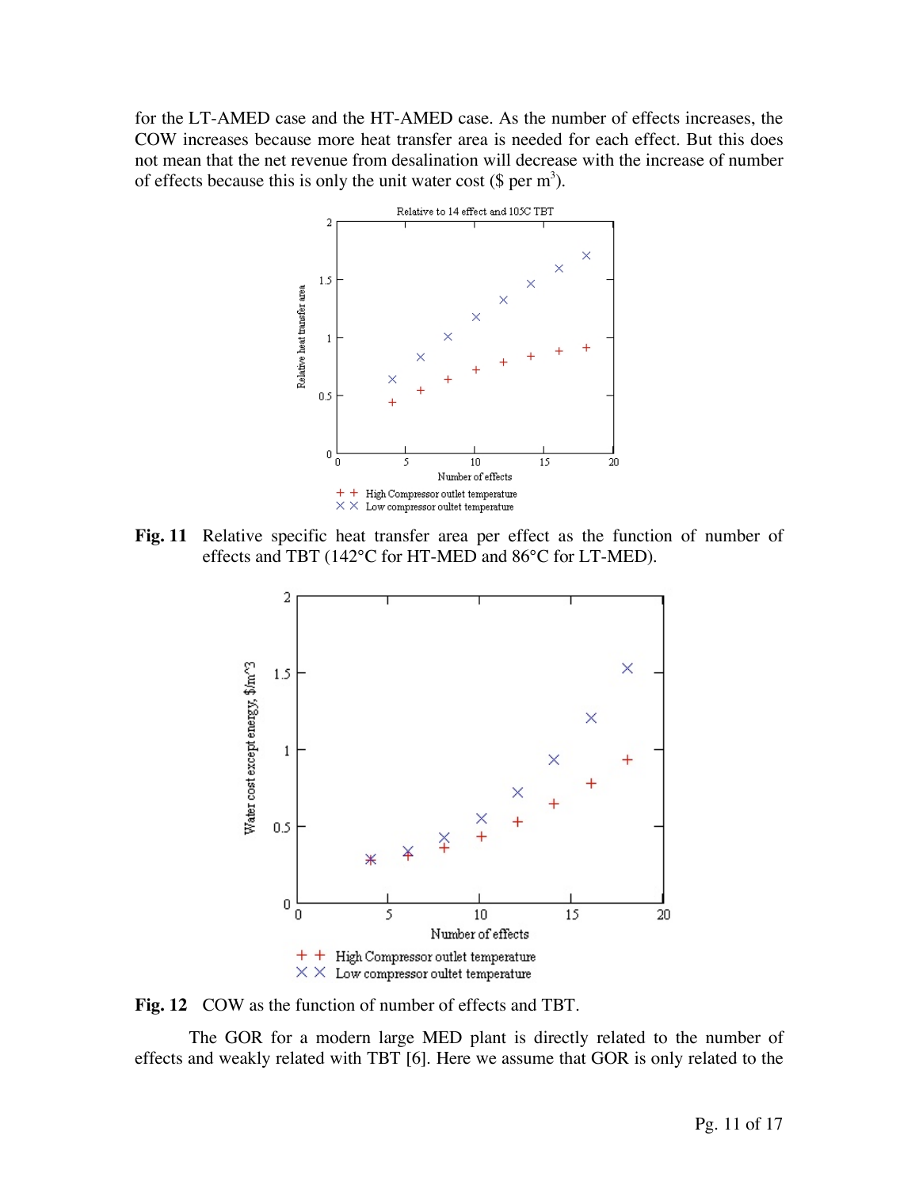for the LT-AMED case and the HT-AMED case. As the number of effects increases, the COW increases because more heat transfer area is needed for each effect. But this does not mean that the net revenue from desalination will decrease with the increase of number of effects because this is only the unit water cost ($ per $m^3$).

**Fig. 11** Relative specific heat transfer area per effect as the function of number of effects and TBT (142°C for HT-MED and 86°C for LT-MED).

**Fig. 12** COW as the function of number of effects and TBT.

The GOR for a modern large MED plant is directly related to the number of effects and weakly related with TBT [6]. Here we assume that GOR is only related to the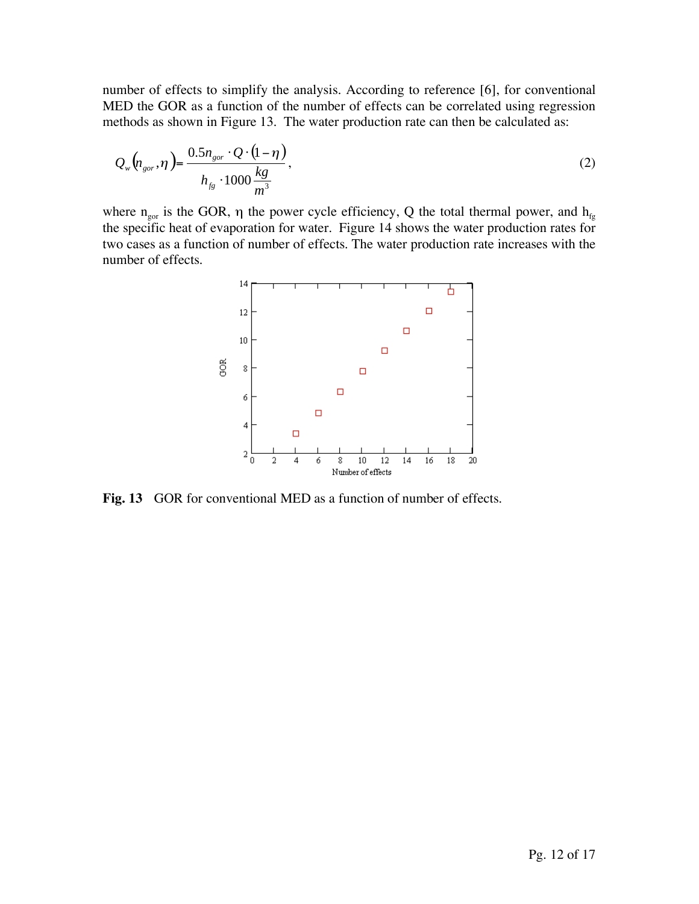number of effects to simplify the analysis. According to reference [6], for conventional MED the GOR as a function of the number of effects can be correlated using regression methods as shown in Figure 13. The water production rate can then be calculated as:

$$Q_w(n_{gor}, \eta) = \frac{0.5 n_{gor} \cdot Q \cdot (1-\eta)}{h_{fg} \cdot 1000 \frac{kg}{m^3}}, \tag{2}$$

where $n_{gor}$ is the GOR, $\eta$ the power cycle efficiency, $Q$ the total thermal power, and $h_{fg}$ the specific heat of evaporation for water. Figure 14 shows the water production rates for two cases as a function of number of effects. The water production rate increases with the number of effects.

**Fig. 13** GOR for conventional MED as a function of number of effects.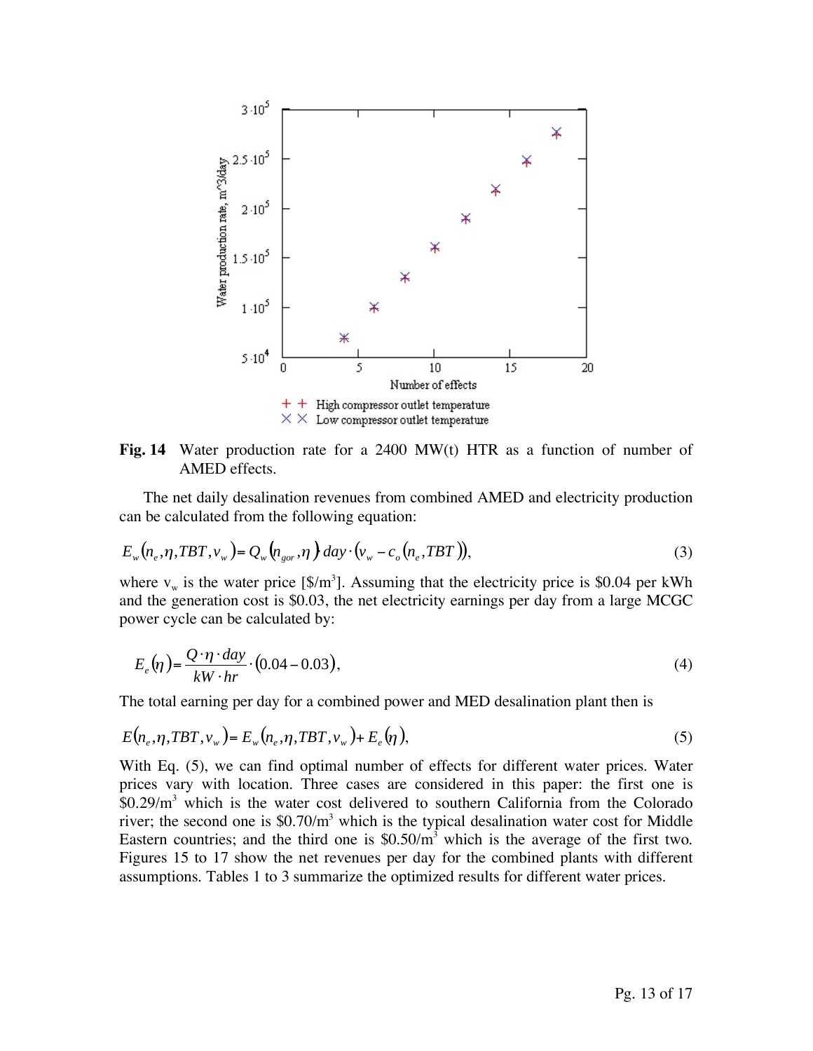**Fig. 14** Water production rate for a 2400 MW(t) HTR as a function of number of AMED effects.

The net daily desalination revenues from combined AMED and electricity production can be calculated from the following equation:

$$E_w(n_e,\eta,TBT,v_w) = Q_w(n_{gor},\eta)\, day \cdot (v_w - c_o(n_e,TBT)), \tag{3}$$

where $v_w$ is the water price [$/m^3]. Assuming that the electricity price is $0.04 per kWh and the generation cost is $0.03, the net electricity earnings per day from a large MCGC power cycle can be calculated by:

$$E_e(\eta) = \frac{Q \cdot \eta \cdot day}{kW \cdot hr} \cdot (0.04 - 0.03), \tag{4}$$

The total earning per day for a combined power and MED desalination plant then is

$$E(n_e,\eta,TBT,v_w) = E_w(n_e,\eta,TBT,v_w) + E_e(\eta), \tag{5}$$

With Eq. (5), we can find optimal number of effects for different water prices. Water prices vary with location. Three cases are considered in this paper: the first one is $0.29/m$^3$ which is the water cost delivered to southern California from the Colorado river; the second one is $0.70/m$^3$ which is the typical desalination water cost for Middle Eastern countries; and the third one is $0.50/m$^3$ which is the average of the first two. Figures 15 to 17 show the net revenues per day for the combined plants with different assumptions. Tables 1 to 3 summarize the optimized results for different water prices.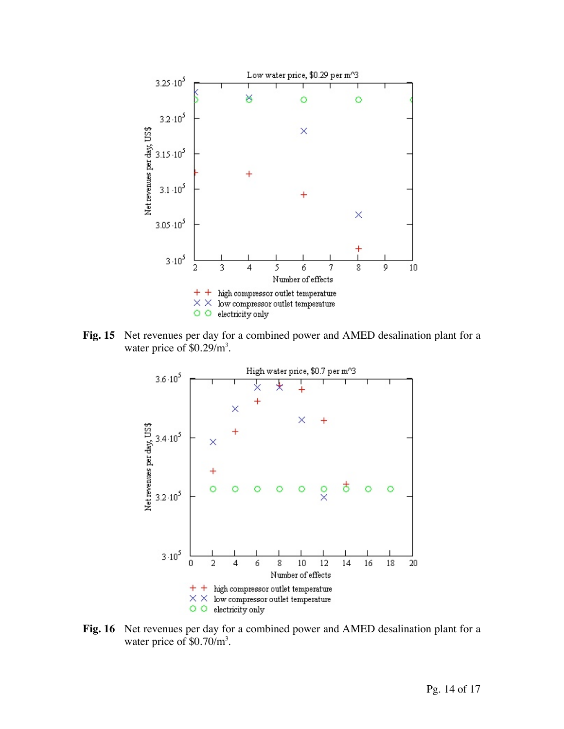**Fig. 15** Net revenues per day for a combined power and AMED desalination plant for a water price of \$0.29/$m^3$.

**Fig. 16** Net revenues per day for a combined power and AMED desalination plant for a water price of \$0.70/$m^3$.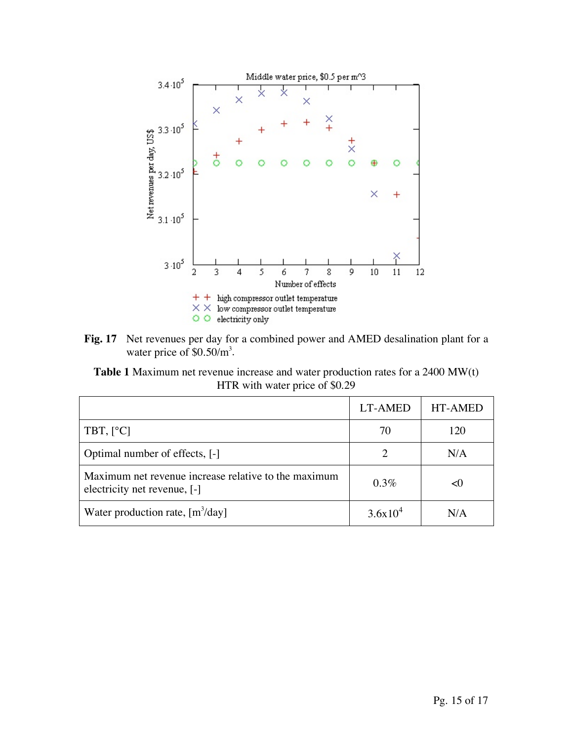**Fig. 17** Net revenues per day for a combined power and AMED desalination plant for a water price of \$0.50/m$^3$.

**Table 1** Maximum net revenue increase and water production rates for a 2400 MW(t) HTR with water price of \$0.29

| | LT-AMED | HT-AMED |
|---|---|---|
| TBT, [°C] | 70 | 120 |
| Optimal number of effects, [-] | 2 | N/A |
| Maximum net revenue increase relative to the maximum electricity net revenue, [-] | 0.3% | <0 |
| Water production rate, [m$^3$/day] | $3.6 \times 10^4$ | N/A |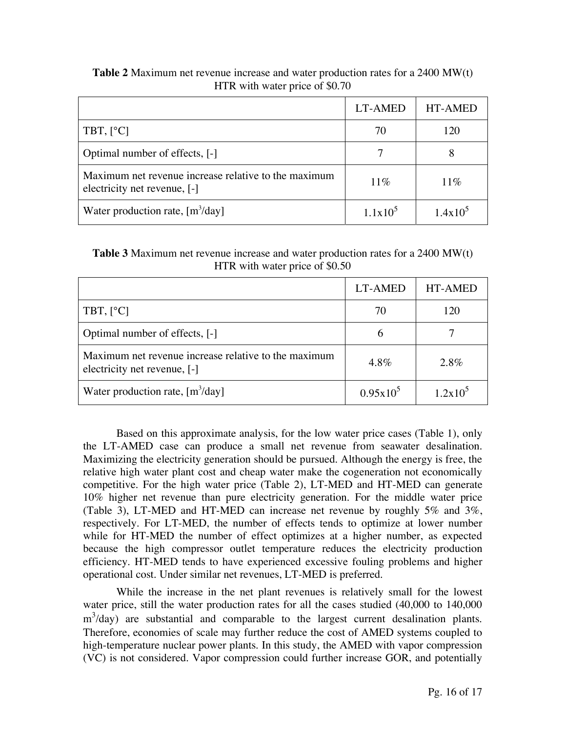**Table 2** Maximum net revenue increase and water production rates for a 2400 MW(t) HTR with water price of $0.70

| | LT-AMED | HT-AMED |
|---|---|---|
| TBT, [°C] | 70 | 120 |
| Optimal number of effects, [-] | 7 | 8 |
| Maximum net revenue increase relative to the maximum electricity net revenue, [-] | 11% | 11% |
| Water production rate, [$m^3$/day] | $1.1\text{x}10^5$ | $1.4\text{x}10^5$ |

**Table 3** Maximum net revenue increase and water production rates for a 2400 MW(t) HTR with water price of $0.50

| | LT-AMED | HT-AMED |
|---|---|---|
| TBT, [°C] | 70 | 120 |
| Optimal number of effects, [-] | 6 | 7 |
| Maximum net revenue increase relative to the maximum electricity net revenue, [-] | 4.8% | 2.8% |
| Water production rate, [$m^3$/day] | $0.95\text{x}10^5$ | $1.2\text{x}10^5$ |

Based on this approximate analysis, for the low water price cases (Table 1), only the LT-AMED case can produce a small net revenue from seawater desalination. Maximizing the electricity generation should be pursued. Although the energy is free, the relative high water plant cost and cheap water make the cogeneration not economically competitive. For the high water price (Table 2), LT-MED and HT-MED can generate 10% higher net revenue than pure electricity generation. For the middle water price (Table 3), LT-MED and HT-MED can increase net revenue by roughly 5% and 3%, respectively. For LT-MED, the number of effects tends to optimize at lower number while for HT-MED the number of effect optimizes at a higher number, as expected because the high compressor outlet temperature reduces the electricity production efficiency. HT-MED tends to have experienced excessive fouling problems and higher operational cost. Under similar net revenues, LT-MED is preferred.

While the increase in the net plant revenues is relatively small for the lowest water price, still the water production rates for all the cases studied (40,000 to 140,000 $m^3$/day) are substantial and comparable to the largest current desalination plants. Therefore, economies of scale may further reduce the cost of AMED systems coupled to high-temperature nuclear power plants. In this study, the AMED with vapor compression (VC) is not considered. Vapor compression could further increase GOR, and potentially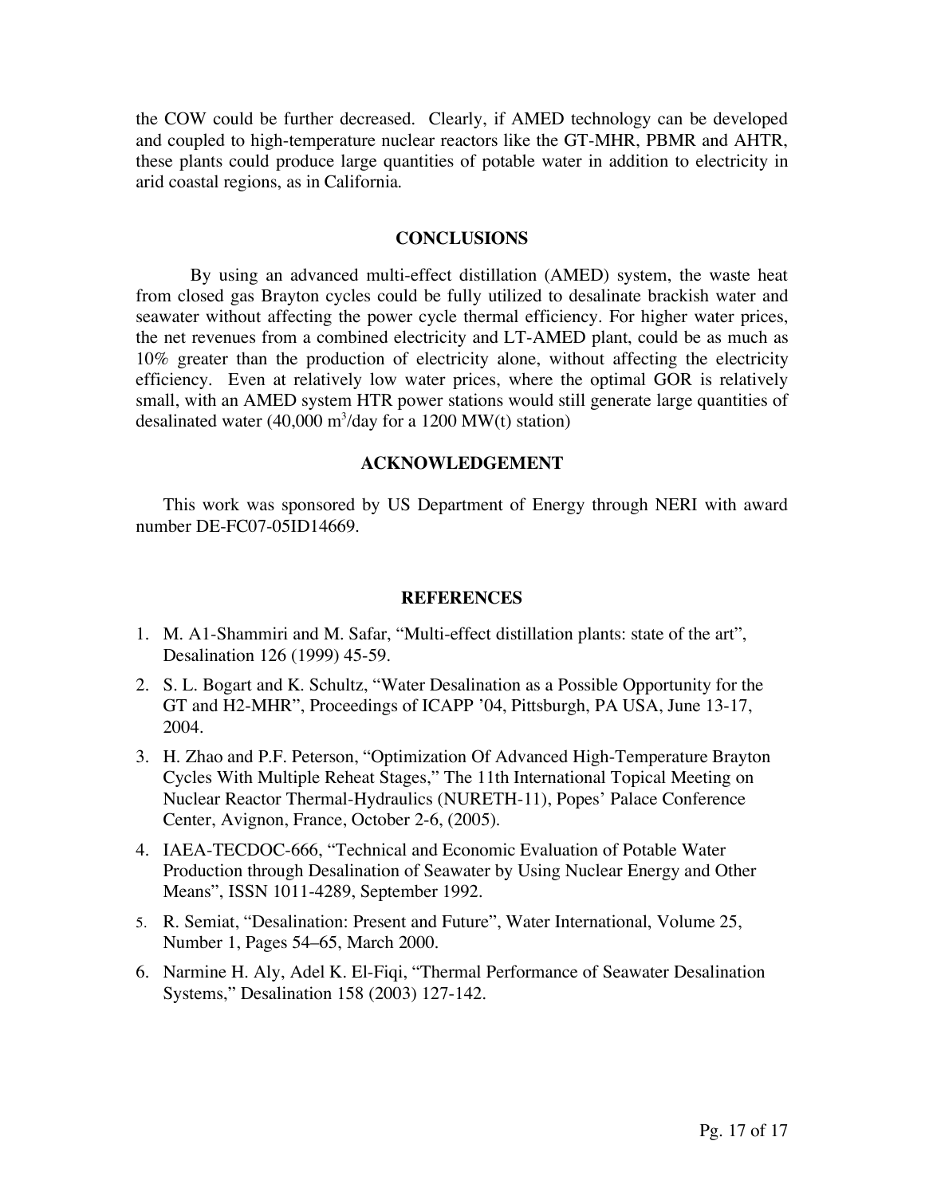the COW could be further decreased. Clearly, if AMED technology can be developed and coupled to high-temperature nuclear reactors like the GT-MHR, PBMR and AHTR, these plants could produce large quantities of potable water in addition to electricity in arid coastal regions, as in California.

## CONCLUSIONS

By using an advanced multi-effect distillation (AMED) system, the waste heat from closed gas Brayton cycles could be fully utilized to desalinate brackish water and seawater without affecting the power cycle thermal efficiency. For higher water prices, the net revenues from a combined electricity and LT-AMED plant, could be as much as 10% greater than the production of electricity alone, without affecting the electricity efficiency. Even at relatively low water prices, where the optimal GOR is relatively small, with an AMED system HTR power stations would still generate large quantities of desalinated water (40,000 $m^3$/day for a 1200 MW(t) station)

## ACKNOWLEDGEMENT

This work was sponsored by US Department of Energy through NERI with award number DE-FC07-05ID14669.

## REFERENCES

1. M. A1-Shammiri and M. Safar, “Multi-effect distillation plants: state of the art”, Desalination 126 (1999) 45-59.
2. S. L. Bogart and K. Schultz, “Water Desalination as a Possible Opportunity for the GT and H2-MHR”, Proceedings of ICAPP ’04, Pittsburgh, PA USA, June 13-17, 2004.
3. H. Zhao and P.F. Peterson, “Optimization Of Advanced High-Temperature Brayton Cycles With Multiple Reheat Stages,” The 11th International Topical Meeting on Nuclear Reactor Thermal-Hydraulics (NURETH-11), Popes’ Palace Conference Center, Avignon, France, October 2-6, (2005).
4. IAEA-TECDOC-666, “Technical and Economic Evaluation of Potable Water Production through Desalination of Seawater by Using Nuclear Energy and Other Means”, ISSN 1011-4289, September 1992.
5. R. Semiat, “Desalination: Present and Future”, Water International, Volume 25, Number 1, Pages 54–65, March 2000.
6. Narmine H. Aly, Adel K. El-Fiqi, “Thermal Performance of Seawater Desalination Systems,” Desalination 158 (2003) 127-142.